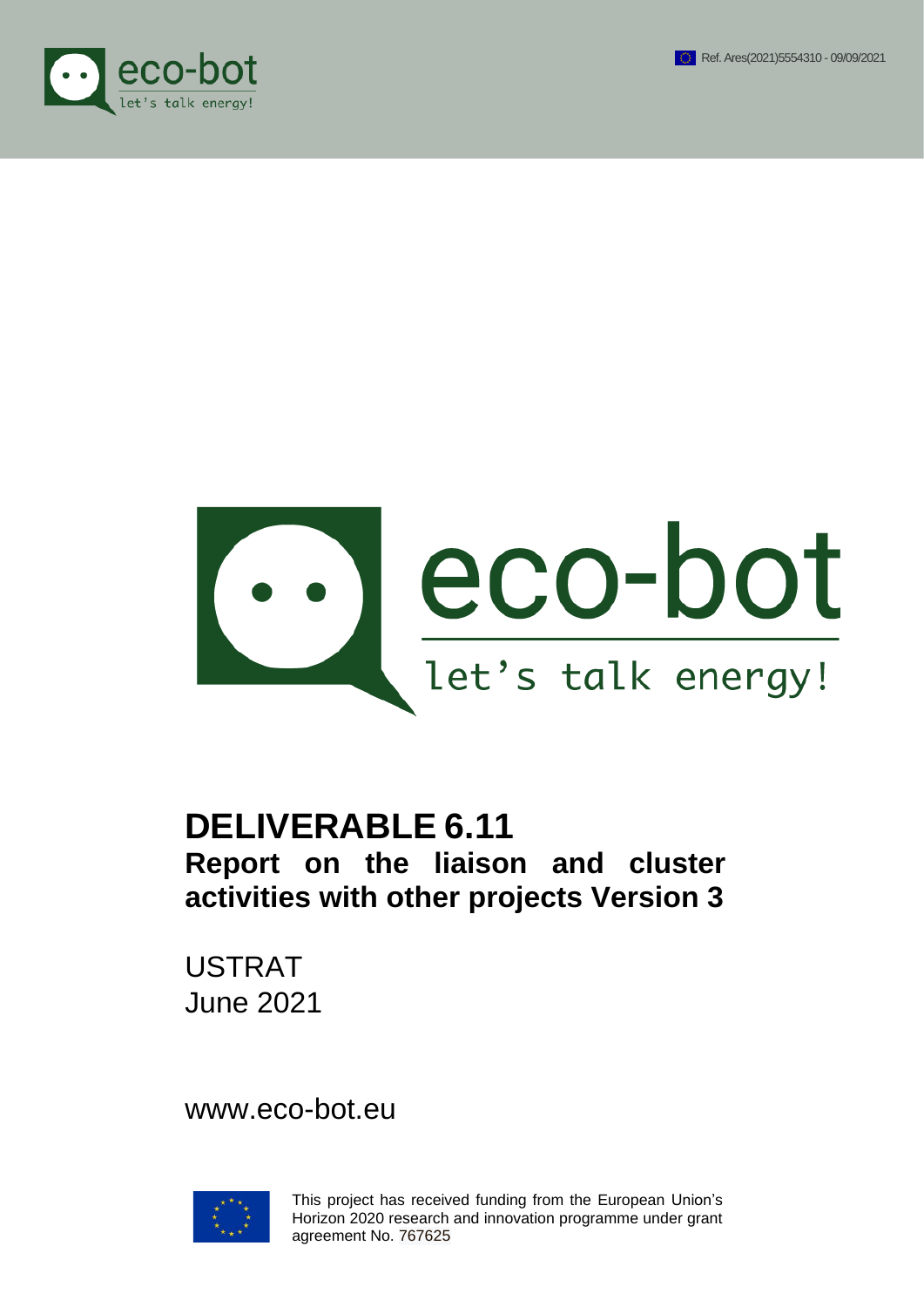Ref. Ares(2021)5554310 - 09/09/2021

eco-bot

let's talk energy!

# DELIVERABLE 6.11

## Report on the liaison and cluster activities with other projects Version 3

USTRAT
June 2021

www.eco-bot.eu

This project has received funding from the European Union's Horizon 2020 research and innovation programme under grant agreement No. 767625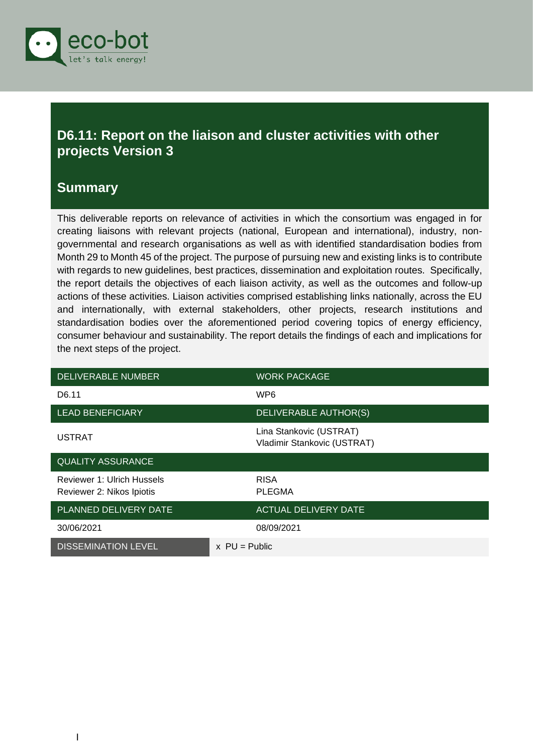# D6.11: Report on the liaison and cluster activities with other projects Version 3

## Summary

This deliverable reports on relevance of activities in which the consortium was engaged in for creating liaisons with relevant projects (national, European and international), industry, non-governmental and research organisations as well as with identified standardisation bodies from Month 29 to Month 45 of the project. The purpose of pursuing new and existing links is to contribute with regards to new guidelines, best practices, dissemination and exploitation routes. Specifically, the report details the objectives of each liaison activity, as well as the outcomes and follow-up actions of these activities. Liaison activities comprised establishing links nationally, across the EU and internationally, with external stakeholders, other projects, research institutions and standardisation bodies over the aforementioned period covering topics of energy efficiency, consumer behaviour and sustainability. The report details the findings of each and implications for the next steps of the project.

| DELIVERABLE NUMBER | WORK PACKAGE |
|---|---|
| D6.11 | WP6 |
| **LEAD BENEFICIARY** | **DELIVERABLE AUTHOR(S)** |
| USTRAT | Lina Stankovic (USTRAT)<br>Vladimir Stankovic (USTRAT) |
| **QUALITY ASSURANCE** | |
| Reviewer 1: Ulrich Hussels<br>Reviewer 2: Nikos Ipiotis | RISA<br>PLEGMA |
| **PLANNED DELIVERY DATE** | **ACTUAL DELIVERY DATE** |
| 30/06/2021 | 08/09/2021 |
| **DISSEMINATION LEVEL** | x PU = Public |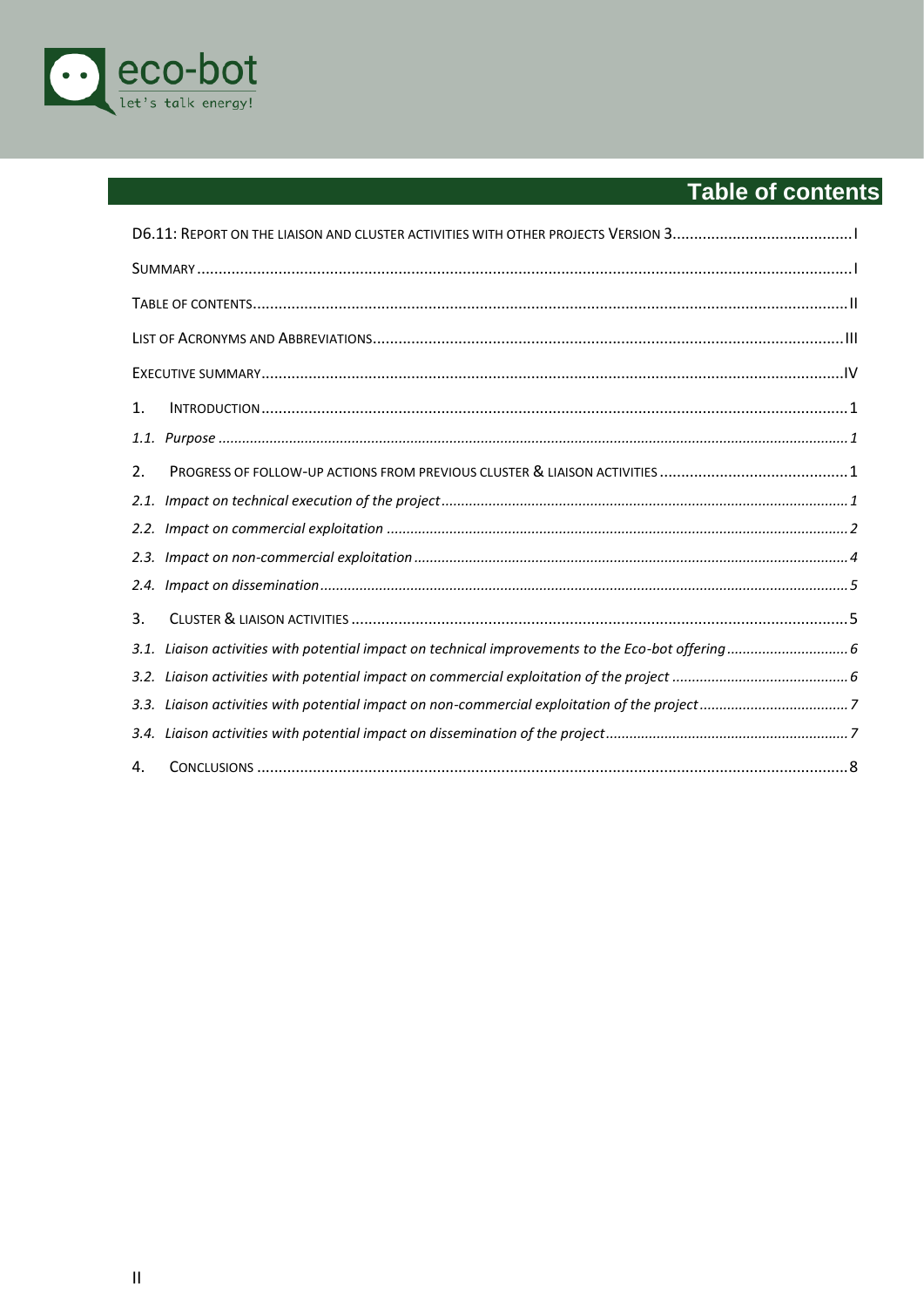# Table of contents

D6.11: Report on the liaison and cluster activities with other projects Version 3 .......... I

Summary .......... I

Table of contents .......... II

List of Acronyms and Abbreviations .......... III

Executive summary .......... IV

1. Introduction .......... 1

*1.1. Purpose .......... 1*

2. Progress of follow-up actions from previous cluster & liaison activities .......... 1

*2.1. Impact on technical execution of the project .......... 1*

*2.2. Impact on commercial exploitation .......... 2*

*2.3. Impact on non-commercial exploitation .......... 4*

*2.4. Impact on dissemination .......... 5*

3. Cluster & liaison activities .......... 5

*3.1. Liaison activities with potential impact on technical improvements to the Eco-bot offering .......... 6*

*3.2. Liaison activities with potential impact on commercial exploitation of the project .......... 6*

*3.3. Liaison activities with potential impact on non-commercial exploitation of the project .......... 7*

*3.4. Liaison activities with potential impact on dissemination of the project .......... 7*

4. Conclusions .......... 8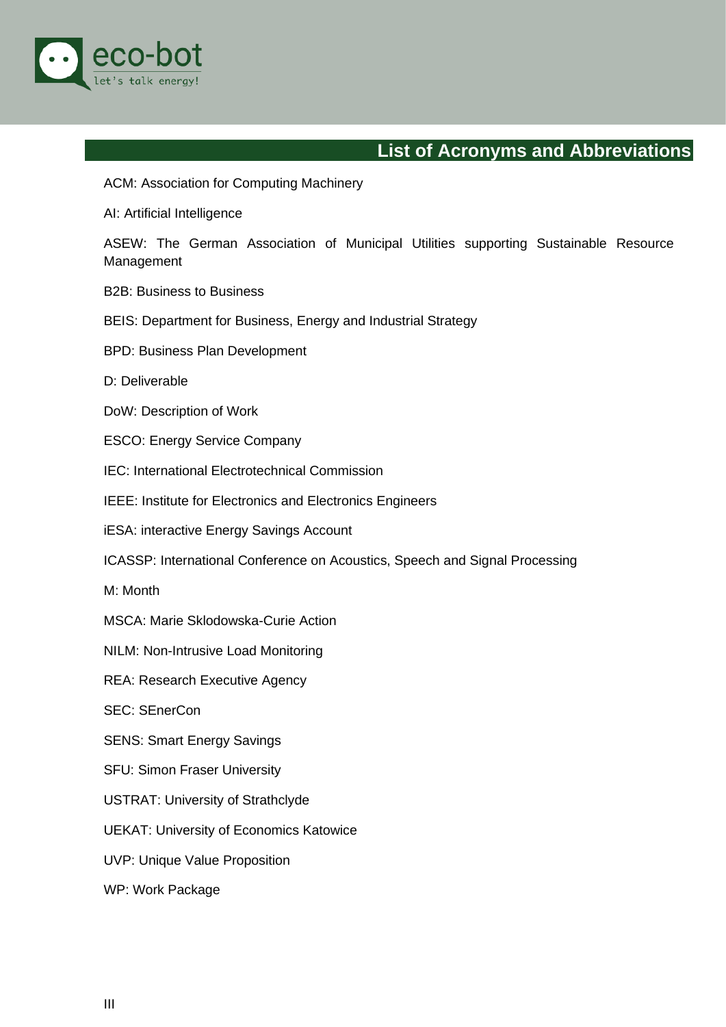## List of Acronyms and Abbreviations

ACM: Association for Computing Machinery

AI: Artificial Intelligence

ASEW: The German Association of Municipal Utilities supporting Sustainable Resource Management

B2B: Business to Business

BEIS: Department for Business, Energy and Industrial Strategy

BPD: Business Plan Development

D: Deliverable

DoW: Description of Work

ESCO: Energy Service Company

IEC: International Electrotechnical Commission

IEEE: Institute for Electronics and Electronics Engineers

iESA: interactive Energy Savings Account

ICASSP: International Conference on Acoustics, Speech and Signal Processing

M: Month

MSCA: Marie Sklodowska-Curie Action

NILM: Non-Intrusive Load Monitoring

REA: Research Executive Agency

SEC: SEnerCon

SENS: Smart Energy Savings

SFU: Simon Fraser University

USTRAT: University of Strathclyde

UEKAT: University of Economics Katowice

UVP: Unique Value Proposition

WP: Work Package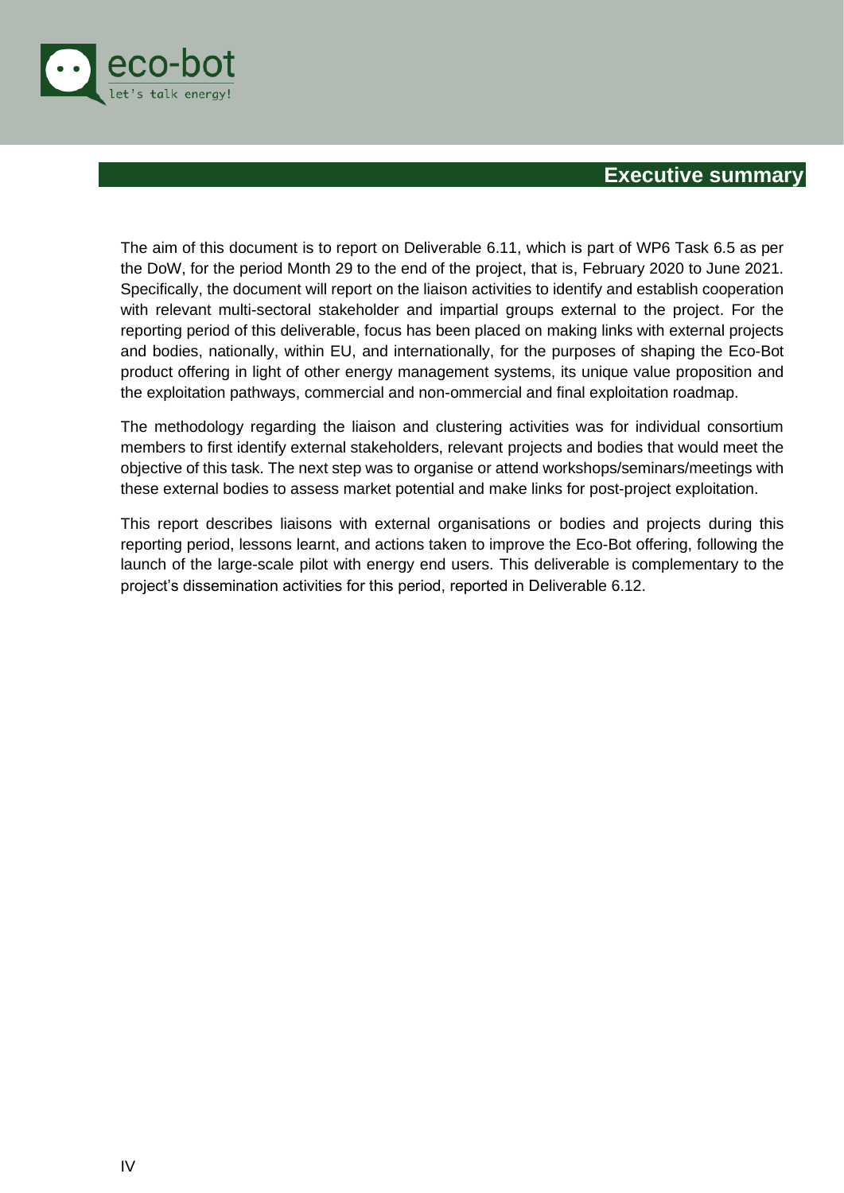## Executive summary

The aim of this document is to report on Deliverable 6.11, which is part of WP6 Task 6.5 as per the DoW, for the period Month 29 to the end of the project, that is, February 2020 to June 2021. Specifically, the document will report on the liaison activities to identify and establish cooperation with relevant multi-sectoral stakeholder and impartial groups external to the project. For the reporting period of this deliverable, focus has been placed on making links with external projects and bodies, nationally, within EU, and internationally, for the purposes of shaping the Eco-Bot product offering in light of other energy management systems, its unique value proposition and the exploitation pathways, commercial and non-ommercial and final exploitation roadmap.

The methodology regarding the liaison and clustering activities was for individual consortium members to first identify external stakeholders, relevant projects and bodies that would meet the objective of this task. The next step was to organise or attend workshops/seminars/meetings with these external bodies to assess market potential and make links for post-project exploitation.

This report describes liaisons with external organisations or bodies and projects during this reporting period, lessons learnt, and actions taken to improve the Eco-Bot offering, following the launch of the large-scale pilot with energy end users. This deliverable is complementary to the project's dissemination activities for this period, reported in Deliverable 6.12.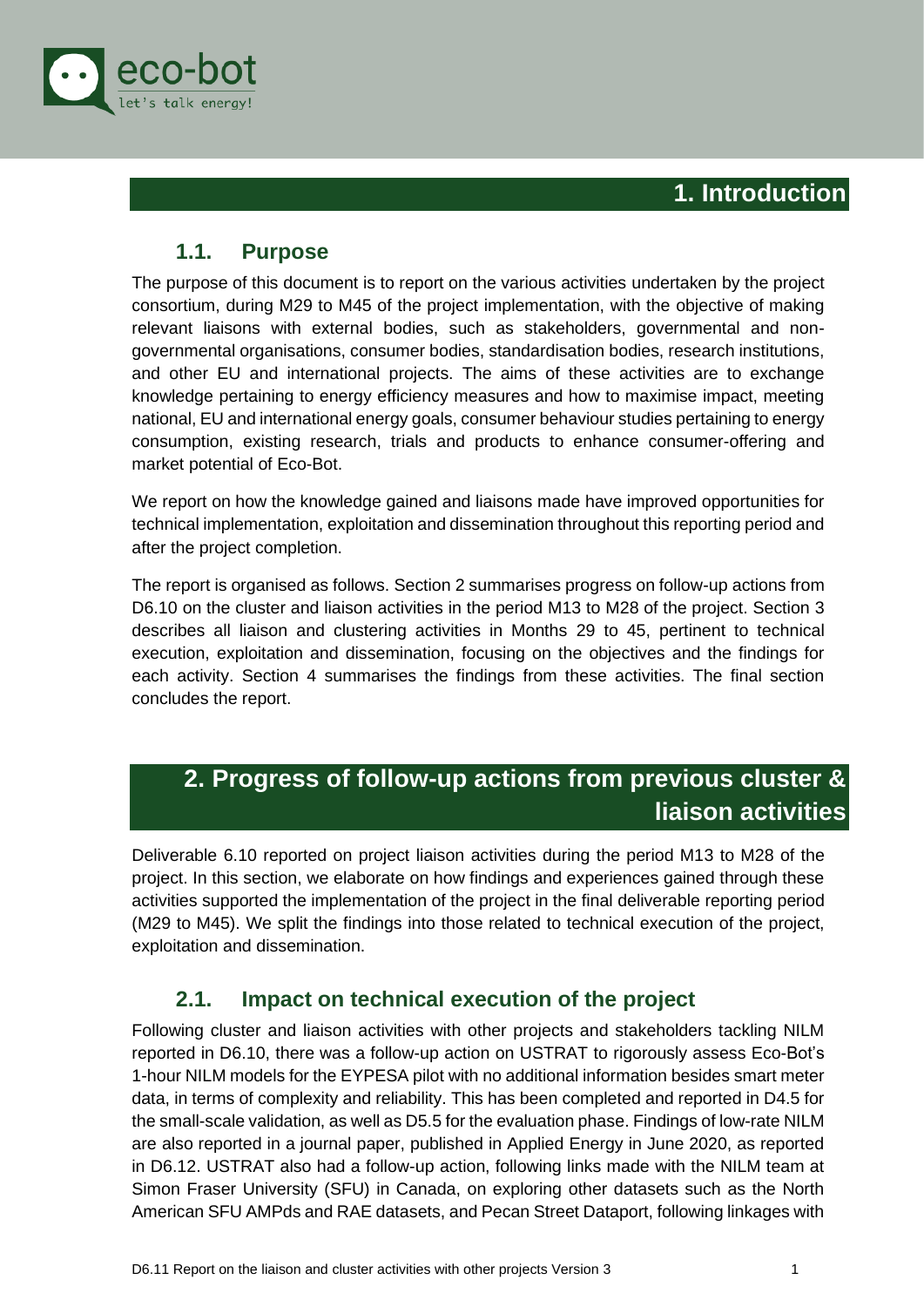# 1. Introduction

## 1.1. Purpose

The purpose of this document is to report on the various activities undertaken by the project consortium, during M29 to M45 of the project implementation, with the objective of making relevant liaisons with external bodies, such as stakeholders, governmental and non-governmental organisations, consumer bodies, standardisation bodies, research institutions, and other EU and international projects. The aims of these activities are to exchange knowledge pertaining to energy efficiency measures and how to maximise impact, meeting national, EU and international energy goals, consumer behaviour studies pertaining to energy consumption, existing research, trials and products to enhance consumer-offering and market potential of Eco-Bot.

We report on how the knowledge gained and liaisons made have improved opportunities for technical implementation, exploitation and dissemination throughout this reporting period and after the project completion.

The report is organised as follows. Section 2 summarises progress on follow-up actions from D6.10 on the cluster and liaison activities in the period M13 to M28 of the project. Section 3 describes all liaison and clustering activities in Months 29 to 45, pertinent to technical execution, exploitation and dissemination, focusing on the objectives and the findings for each activity. Section 4 summarises the findings from these activities. The final section concludes the report.

# 2. Progress of follow-up actions from previous cluster & liaison activities

Deliverable 6.10 reported on project liaison activities during the period M13 to M28 of the project. In this section, we elaborate on how findings and experiences gained through these activities supported the implementation of the project in the final deliverable reporting period (M29 to M45). We split the findings into those related to technical execution of the project, exploitation and dissemination.

## 2.1. Impact on technical execution of the project

Following cluster and liaison activities with other projects and stakeholders tackling NILM reported in D6.10, there was a follow-up action on USTRAT to rigorously assess Eco-Bot's 1-hour NILM models for the EYPESA pilot with no additional information besides smart meter data, in terms of complexity and reliability. This has been completed and reported in D4.5 for the small-scale validation, as well as D5.5 for the evaluation phase. Findings of low-rate NILM are also reported in a journal paper, published in Applied Energy in June 2020, as reported in D6.12. USTRAT also had a follow-up action, following links made with the NILM team at Simon Fraser University (SFU) in Canada, on exploring other datasets such as the North American SFU AMPds and RAE datasets, and Pecan Street Dataport, following linkages with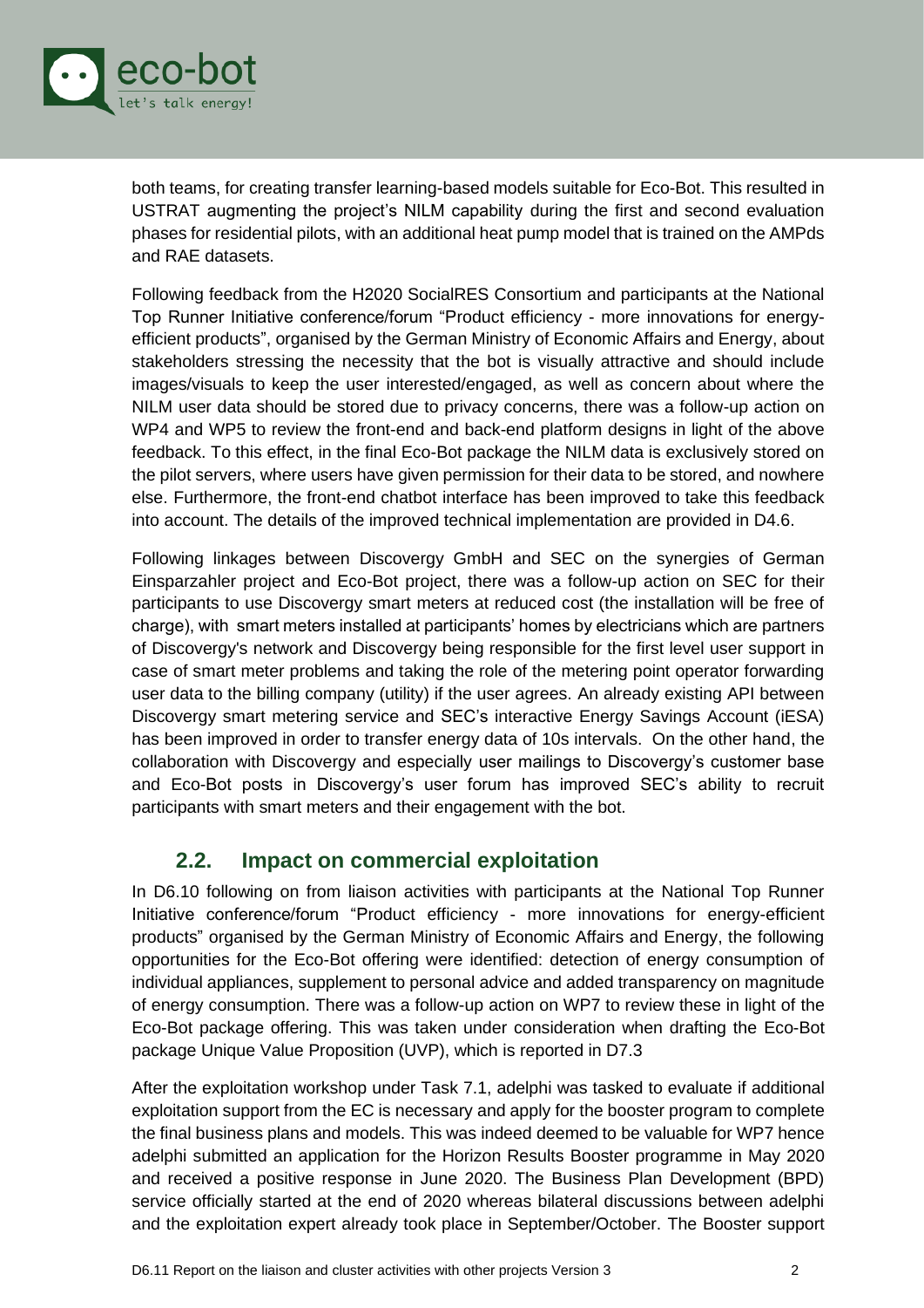both teams, for creating transfer learning-based models suitable for Eco-Bot. This resulted in USTRAT augmenting the project's NILM capability during the first and second evaluation phases for residential pilots, with an additional heat pump model that is trained on the AMPds and RAE datasets.

Following feedback from the H2020 SocialRES Consortium and participants at the National Top Runner Initiative conference/forum "Product efficiency - more innovations for energy-efficient products", organised by the German Ministry of Economic Affairs and Energy, about stakeholders stressing the necessity that the bot is visually attractive and should include images/visuals to keep the user interested/engaged, as well as concern about where the NILM user data should be stored due to privacy concerns, there was a follow-up action on WP4 and WP5 to review the front-end and back-end platform designs in light of the above feedback. To this effect, in the final Eco-Bot package the NILM data is exclusively stored on the pilot servers, where users have given permission for their data to be stored, and nowhere else. Furthermore, the front-end chatbot interface has been improved to take this feedback into account. The details of the improved technical implementation are provided in D4.6.

Following linkages between Discovergy GmbH and SEC on the synergies of German Einsparzahler project and Eco-Bot project, there was a follow-up action on SEC for their participants to use Discovergy smart meters at reduced cost (the installation will be free of charge), with smart meters installed at participants' homes by electricians which are partners of Discovergy's network and Discovergy being responsible for the first level user support in case of smart meter problems and taking the role of the metering point operator forwarding user data to the billing company (utility) if the user agrees. An already existing API between Discovergy smart metering service and SEC's interactive Energy Savings Account (iESA) has been improved in order to transfer energy data of 10s intervals. On the other hand, the collaboration with Discovergy and especially user mailings to Discovergy's customer base and Eco-Bot posts in Discovergy's user forum has improved SEC's ability to recruit participants with smart meters and their engagement with the bot.

## 2.2. Impact on commercial exploitation

In D6.10 following on from liaison activities with participants at the National Top Runner Initiative conference/forum "Product efficiency - more innovations for energy-efficient products" organised by the German Ministry of Economic Affairs and Energy, the following opportunities for the Eco-Bot offering were identified: detection of energy consumption of individual appliances, supplement to personal advice and added transparency on magnitude of energy consumption. There was a follow-up action on WP7 to review these in light of the Eco-Bot package offering. This was taken under consideration when drafting the Eco-Bot package Unique Value Proposition (UVP), which is reported in D7.3

After the exploitation workshop under Task 7.1, adelphi was tasked to evaluate if additional exploitation support from the EC is necessary and apply for the booster program to complete the final business plans and models. This was indeed deemed to be valuable for WP7 hence adelphi submitted an application for the Horizon Results Booster programme in May 2020 and received a positive response in June 2020. The Business Plan Development (BPD) service officially started at the end of 2020 whereas bilateral discussions between adelphi and the exploitation expert already took place in September/October. The Booster support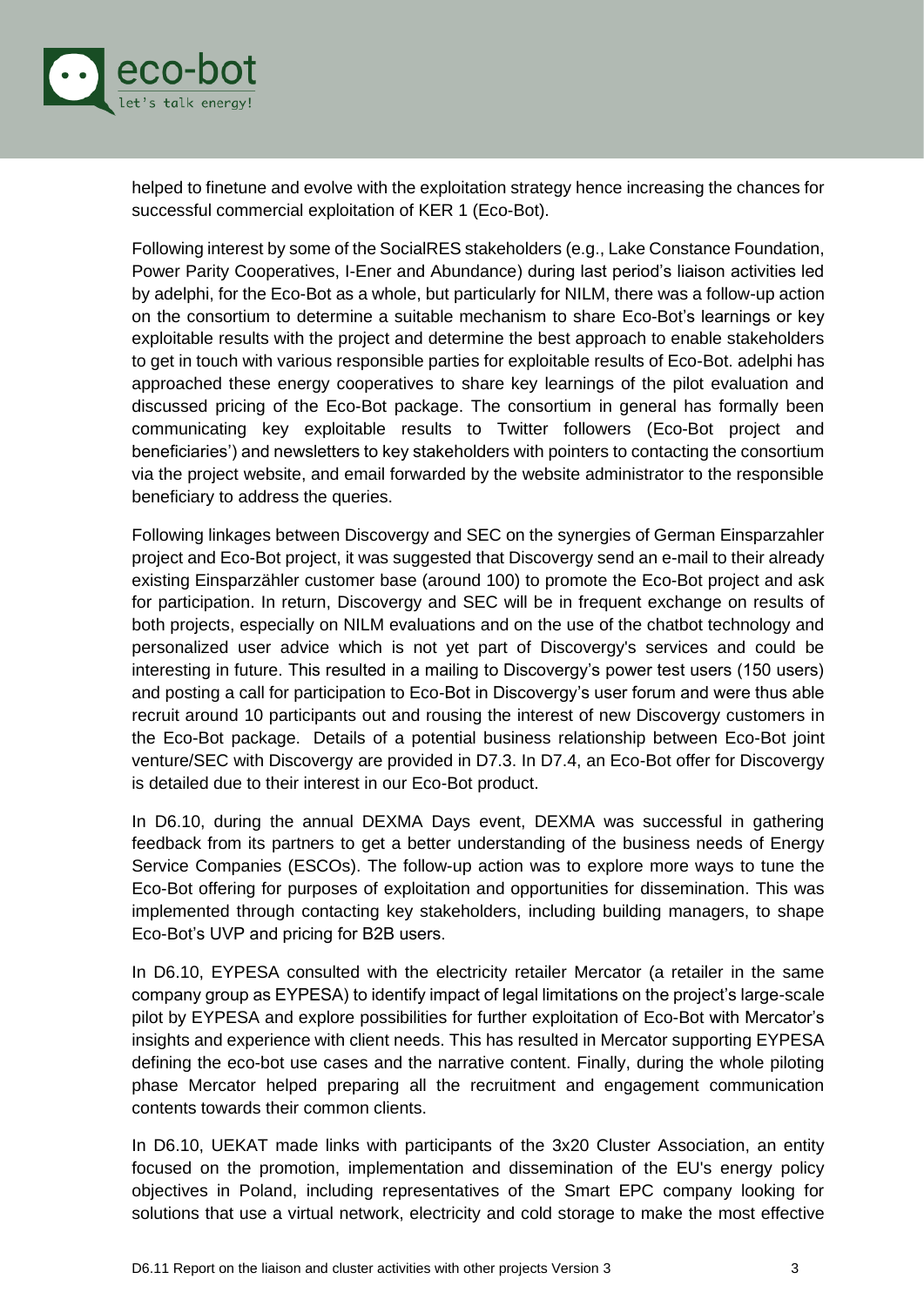helped to finetune and evolve with the exploitation strategy hence increasing the chances for successful commercial exploitation of KER 1 (Eco-Bot).

Following interest by some of the SocialRES stakeholders (e.g., Lake Constance Foundation, Power Parity Cooperatives, I-Ener and Abundance) during last period's liaison activities led by adelphi, for the Eco-Bot as a whole, but particularly for NILM, there was a follow-up action on the consortium to determine a suitable mechanism to share Eco-Bot's learnings or key exploitable results with the project and determine the best approach to enable stakeholders to get in touch with various responsible parties for exploitable results of Eco-Bot. adelphi has approached these energy cooperatives to share key learnings of the pilot evaluation and discussed pricing of the Eco-Bot package. The consortium in general has formally been communicating key exploitable results to Twitter followers (Eco-Bot project and beneficiaries') and newsletters to key stakeholders with pointers to contacting the consortium via the project website, and email forwarded by the website administrator to the responsible beneficiary to address the queries.

Following linkages between Discovergy and SEC on the synergies of German Einsparzahler project and Eco-Bot project, it was suggested that Discovergy send an e-mail to their already existing Einsparzähler customer base (around 100) to promote the Eco-Bot project and ask for participation. In return, Discovergy and SEC will be in frequent exchange on results of both projects, especially on NILM evaluations and on the use of the chatbot technology and personalized user advice which is not yet part of Discovergy's services and could be interesting in future. This resulted in a mailing to Discovergy's power test users (150 users) and posting a call for participation to Eco-Bot in Discovergy's user forum and were thus able recruit around 10 participants out and rousing the interest of new Discovergy customers in the Eco-Bot package. Details of a potential business relationship between Eco-Bot joint venture/SEC with Discovergy are provided in D7.3. In D7.4, an Eco-Bot offer for Discovergy is detailed due to their interest in our Eco-Bot product.

In D6.10, during the annual DEXMA Days event, DEXMA was successful in gathering feedback from its partners to get a better understanding of the business needs of Energy Service Companies (ESCOs). The follow-up action was to explore more ways to tune the Eco-Bot offering for purposes of exploitation and opportunities for dissemination. This was implemented through contacting key stakeholders, including building managers, to shape Eco-Bot's UVP and pricing for B2B users.

In D6.10, EYPESA consulted with the electricity retailer Mercator (a retailer in the same company group as EYPESA) to identify impact of legal limitations on the project's large-scale pilot by EYPESA and explore possibilities for further exploitation of Eco-Bot with Mercator's insights and experience with client needs. This has resulted in Mercator supporting EYPESA defining the eco-bot use cases and the narrative content. Finally, during the whole piloting phase Mercator helped preparing all the recruitment and engagement communication contents towards their common clients.

In D6.10, UEKAT made links with participants of the 3x20 Cluster Association, an entity focused on the promotion, implementation and dissemination of the EU's energy policy objectives in Poland, including representatives of the Smart EPC company looking for solutions that use a virtual network, electricity and cold storage to make the most effective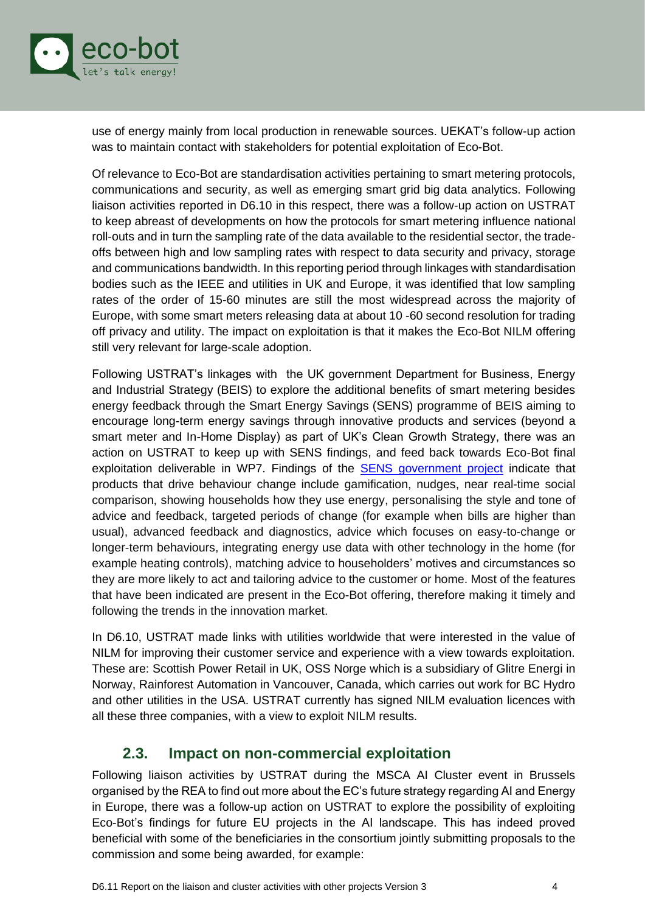use of energy mainly from local production in renewable sources. UEKAT's follow-up action was to maintain contact with stakeholders for potential exploitation of Eco-Bot.

Of relevance to Eco-Bot are standardisation activities pertaining to smart metering protocols, communications and security, as well as emerging smart grid big data analytics. Following liaison activities reported in D6.10 in this respect, there was a follow-up action on USTRAT to keep abreast of developments on how the protocols for smart metering influence national roll-outs and in turn the sampling rate of the data available to the residential sector, the trade-offs between high and low sampling rates with respect to data security and privacy, storage and communications bandwidth. In this reporting period through linkages with standardisation bodies such as the IEEE and utilities in UK and Europe, it was identified that low sampling rates of the order of 15-60 minutes are still the most widespread across the majority of Europe, with some smart meters releasing data at about 10 -60 second resolution for trading off privacy and utility. The impact on exploitation is that it makes the Eco-Bot NILM offering still very relevant for large-scale adoption.

Following USTRAT's linkages with the UK government Department for Business, Energy and Industrial Strategy (BEIS) to explore the additional benefits of smart metering besides energy feedback through the Smart Energy Savings (SENS) programme of BEIS aiming to encourage long-term energy savings through innovative products and services (beyond a smart meter and In-Home Display) as part of UK's Clean Growth Strategy, there was an action on USTRAT to keep up with SENS findings, and feed back towards Eco-Bot final exploitation deliverable in WP7. Findings of the [SENS government project](#) indicate that products that drive behaviour change include gamification, nudges, near real-time social comparison, showing households how they use energy, personalising the style and tone of advice and feedback, targeted periods of change (for example when bills are higher than usual), advanced feedback and diagnostics, advice which focuses on easy-to-change or longer-term behaviours, integrating energy use data with other technology in the home (for example heating controls), matching advice to householders' motives and circumstances so they are more likely to act and tailoring advice to the customer or home. Most of the features that have been indicated are present in the Eco-Bot offering, therefore making it timely and following the trends in the innovation market.

In D6.10, USTRAT made links with utilities worldwide that were interested in the value of NILM for improving their customer service and experience with a view towards exploitation. These are: Scottish Power Retail in UK, OSS Norge which is a subsidiary of Glitre Energi in Norway, Rainforest Automation in Vancouver, Canada, which carries out work for BC Hydro and other utilities in the USA. USTRAT currently has signed NILM evaluation licences with all these three companies, with a view to exploit NILM results.

## 2.3. Impact on non-commercial exploitation

Following liaison activities by USTRAT during the MSCA AI Cluster event in Brussels organised by the REA to find out more about the EC's future strategy regarding AI and Energy in Europe, there was a follow-up action on USTRAT to explore the possibility of exploiting Eco-Bot's findings for future EU projects in the AI landscape. This has indeed proved beneficial with some of the beneficiaries in the consortium jointly submitting proposals to the commission and some being awarded, for example: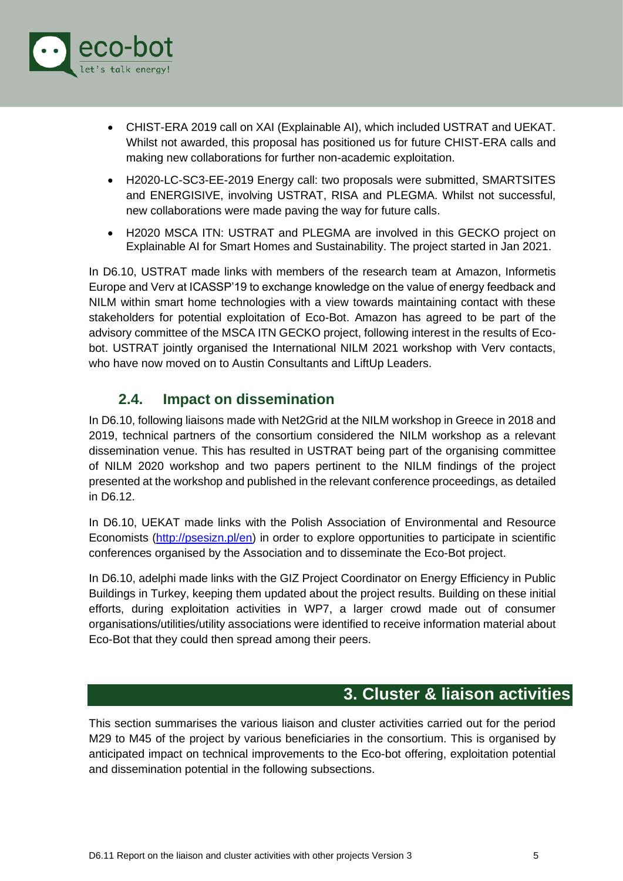- CHIST-ERA 2019 call on XAI (Explainable AI), which included USTRAT and UEKAT. Whilst not awarded, this proposal has positioned us for future CHIST-ERA calls and making new collaborations for further non-academic exploitation.
- H2020-LC-SC3-EE-2019 Energy call: two proposals were submitted, SMARTSITES and ENERGISIVE, involving USTRAT, RISA and PLEGMA. Whilst not successful, new collaborations were made paving the way for future calls.
- H2020 MSCA ITN: USTRAT and PLEGMA are involved in this GECKO project on Explainable AI for Smart Homes and Sustainability. The project started in Jan 2021.

In D6.10, USTRAT made links with members of the research team at Amazon, Informetis Europe and Verv at ICASSP'19 to exchange knowledge on the value of energy feedback and NILM within smart home technologies with a view towards maintaining contact with these stakeholders for potential exploitation of Eco-Bot. Amazon has agreed to be part of the advisory committee of the MSCA ITN GECKO project, following interest in the results of Eco-bot. USTRAT jointly organised the International NILM 2021 workshop with Verv contacts, who have now moved on to Austin Consultants and LiftUp Leaders.

## 2.4. Impact on dissemination

In D6.10, following liaisons made with Net2Grid at the NILM workshop in Greece in 2018 and 2019, technical partners of the consortium considered the NILM workshop as a relevant dissemination venue. This has resulted in USTRAT being part of the organising committee of NILM 2020 workshop and two papers pertinent to the NILM findings of the project presented at the workshop and published in the relevant conference proceedings, as detailed in D6.12.

In D6.10, UEKAT made links with the Polish Association of Environmental and Resource Economists (http://psesizn.pl/en) in order to explore opportunities to participate in scientific conferences organised by the Association and to disseminate the Eco-Bot project.

In D6.10, adelphi made links with the GIZ Project Coordinator on Energy Efficiency in Public Buildings in Turkey, keeping them updated about the project results. Building on these initial efforts, during exploitation activities in WP7, a larger crowd made out of consumer organisations/utilities/utility associations were identified to receive information material about Eco-Bot that they could then spread among their peers.

# 3. Cluster & liaison activities

This section summarises the various liaison and cluster activities carried out for the period M29 to M45 of the project by various beneficiaries in the consortium. This is organised by anticipated impact on technical improvements to the Eco-bot offering, exploitation potential and dissemination potential in the following subsections.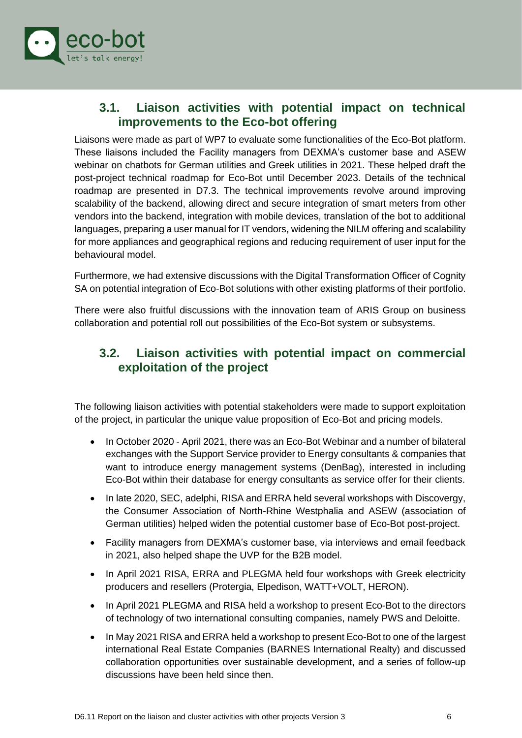## 3.1. Liaison activities with potential impact on technical improvements to the Eco-bot offering

Liaisons were made as part of WP7 to evaluate some functionalities of the Eco-Bot platform. These liaisons included the Facility managers from DEXMA's customer base and ASEW webinar on chatbots for German utilities and Greek utilities in 2021. These helped draft the post-project technical roadmap for Eco-Bot until December 2023. Details of the technical roadmap are presented in D7.3. The technical improvements revolve around improving scalability of the backend, allowing direct and secure integration of smart meters from other vendors into the backend, integration with mobile devices, translation of the bot to additional languages, preparing a user manual for IT vendors, widening the NILM offering and scalability for more appliances and geographical regions and reducing requirement of user input for the behavioural model.

Furthermore, we had extensive discussions with the Digital Transformation Officer of Cognity SA on potential integration of Eco-Bot solutions with other existing platforms of their portfolio.

There were also fruitful discussions with the innovation team of ARIS Group on business collaboration and potential roll out possibilities of the Eco-Bot system or subsystems.

## 3.2. Liaison activities with potential impact on commercial exploitation of the project

The following liaison activities with potential stakeholders were made to support exploitation of the project, in particular the unique value proposition of Eco-Bot and pricing models.

- In October 2020 - April 2021, there was an Eco-Bot Webinar and a number of bilateral exchanges with the Support Service provider to Energy consultants & companies that want to introduce energy management systems (DenBag), interested in including Eco-Bot within their database for energy consultants as service offer for their clients.
- In late 2020, SEC, adelphi, RISA and ERRA held several workshops with Discovergy, the Consumer Association of North-Rhine Westphalia and ASEW (association of German utilities) helped widen the potential customer base of Eco-Bot post-project.
- Facility managers from DEXMA's customer base, via interviews and email feedback in 2021, also helped shape the UVP for the B2B model.
- In April 2021 RISA, ERRA and PLEGMA held four workshops with Greek electricity producers and resellers (Protergia, Elpedison, WATT+VOLT, HERON).
- In April 2021 PLEGMA and RISA held a workshop to present Eco-Bot to the directors of technology of two international consulting companies, namely PWS and Deloitte.
- In May 2021 RISA and ERRA held a workshop to present Eco-Bot to one of the largest international Real Estate Companies (BARNES International Realty) and discussed collaboration opportunities over sustainable development, and a series of follow-up discussions have been held since then.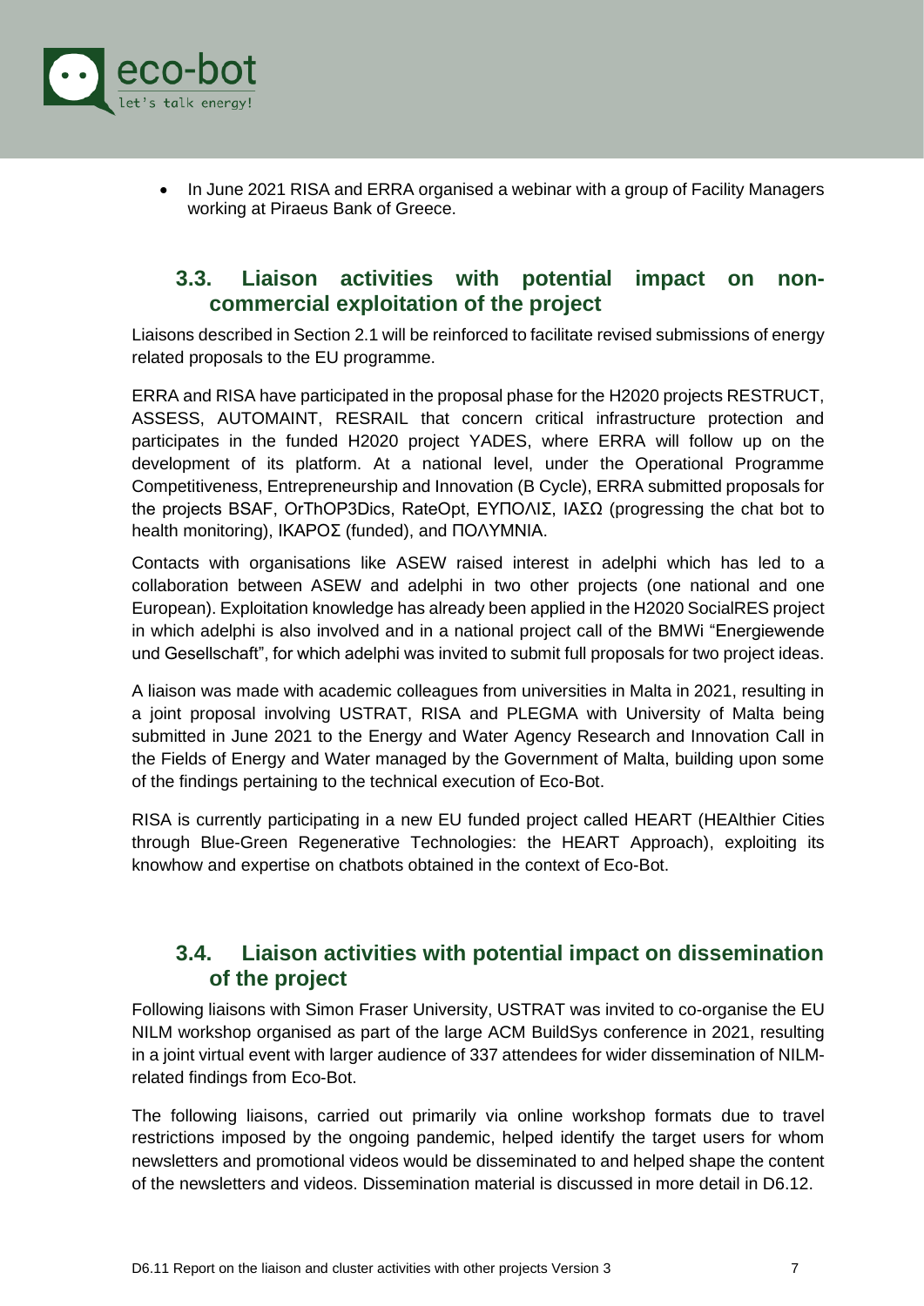- In June 2021 RISA and ERRA organised a webinar with a group of Facility Managers working at Piraeus Bank of Greece.

## 3.3. Liaison activities with potential impact on non-commercial exploitation of the project

Liaisons described in Section 2.1 will be reinforced to facilitate revised submissions of energy related proposals to the EU programme.

ERRA and RISA have participated in the proposal phase for the H2020 projects RESTRUCT, ASSESS, AUTOMAINT, RESRAIL that concern critical infrastructure protection and participates in the funded H2020 project YADES, where ERRA will follow up on the development of its platform. At a national level, under the Operational Programme Competitiveness, Entrepreneurship and Innovation (B Cycle), ERRA submitted proposals for the projects BSAF, OrThOP3Dics, RateOpt, ΕΥΠΟΛΙΣ, ΙΑΣΩ (progressing the chat bot to health monitoring), ΙΚΑΡΟΣ (funded), and ΠΟΛΥΜΝΙΑ.

Contacts with organisations like ASEW raised interest in adelphi which has led to a collaboration between ASEW and adelphi in two other projects (one national and one European). Exploitation knowledge has already been applied in the H2020 SocialRES project in which adelphi is also involved and in a national project call of the BMWi "Energiewende und Gesellschaft", for which adelphi was invited to submit full proposals for two project ideas.

A liaison was made with academic colleagues from universities in Malta in 2021, resulting in a joint proposal involving USTRAT, RISA and PLEGMA with University of Malta being submitted in June 2021 to the Energy and Water Agency Research and Innovation Call in the Fields of Energy and Water managed by the Government of Malta, building upon some of the findings pertaining to the technical execution of Eco-Bot.

RISA is currently participating in a new EU funded project called HEART (HEAlthier Cities through Blue-Green Regenerative Technologies: the HEART Approach), exploiting its knowhow and expertise on chatbots obtained in the context of Eco-Bot.

## 3.4. Liaison activities with potential impact on dissemination of the project

Following liaisons with Simon Fraser University, USTRAT was invited to co-organise the EU NILM workshop organised as part of the large ACM BuildSys conference in 2021, resulting in a joint virtual event with larger audience of 337 attendees for wider dissemination of NILM-related findings from Eco-Bot.

The following liaisons, carried out primarily via online workshop formats due to travel restrictions imposed by the ongoing pandemic, helped identify the target users for whom newsletters and promotional videos would be disseminated to and helped shape the content of the newsletters and videos. Dissemination material is discussed in more detail in D6.12.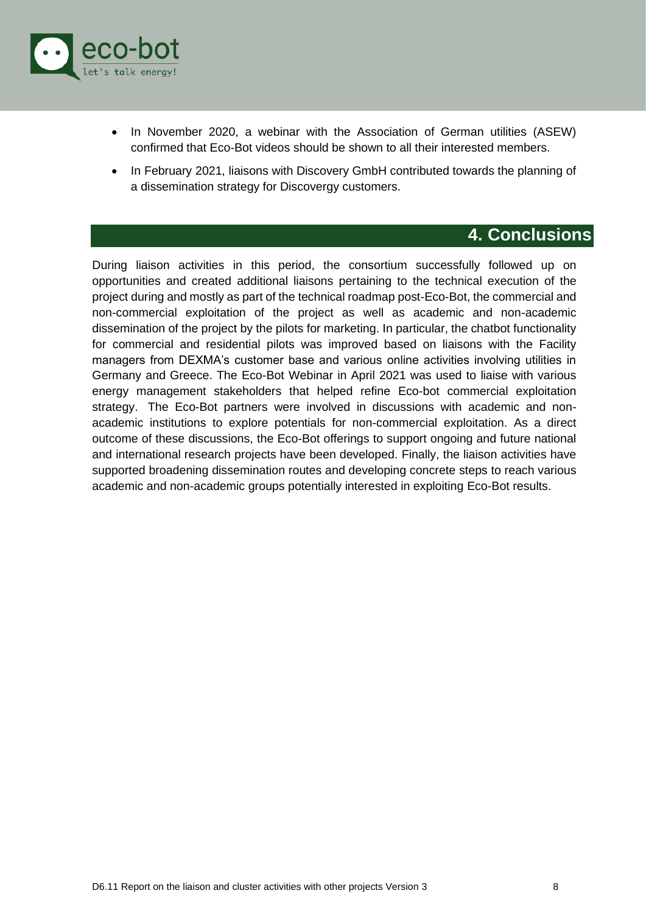- In November 2020, a webinar with the Association of German utilities (ASEW) confirmed that Eco-Bot videos should be shown to all their interested members.
- In February 2021, liaisons with Discovery GmbH contributed towards the planning of a dissemination strategy for Discovergy customers.

# 4. Conclusions

During liaison activities in this period, the consortium successfully followed up on opportunities and created additional liaisons pertaining to the technical execution of the project during and mostly as part of the technical roadmap post-Eco-Bot, the commercial and non-commercial exploitation of the project as well as academic and non-academic dissemination of the project by the pilots for marketing. In particular, the chatbot functionality for commercial and residential pilots was improved based on liaisons with the Facility managers from DEXMA's customer base and various online activities involving utilities in Germany and Greece. The Eco-Bot Webinar in April 2021 was used to liaise with various energy management stakeholders that helped refine Eco-bot commercial exploitation strategy. The Eco-Bot partners were involved in discussions with academic and non-academic institutions to explore potentials for non-commercial exploitation. As a direct outcome of these discussions, the Eco-Bot offerings to support ongoing and future national and international research projects have been developed. Finally, the liaison activities have supported broadening dissemination routes and developing concrete steps to reach various academic and non-academic groups potentially interested in exploiting Eco-Bot results.